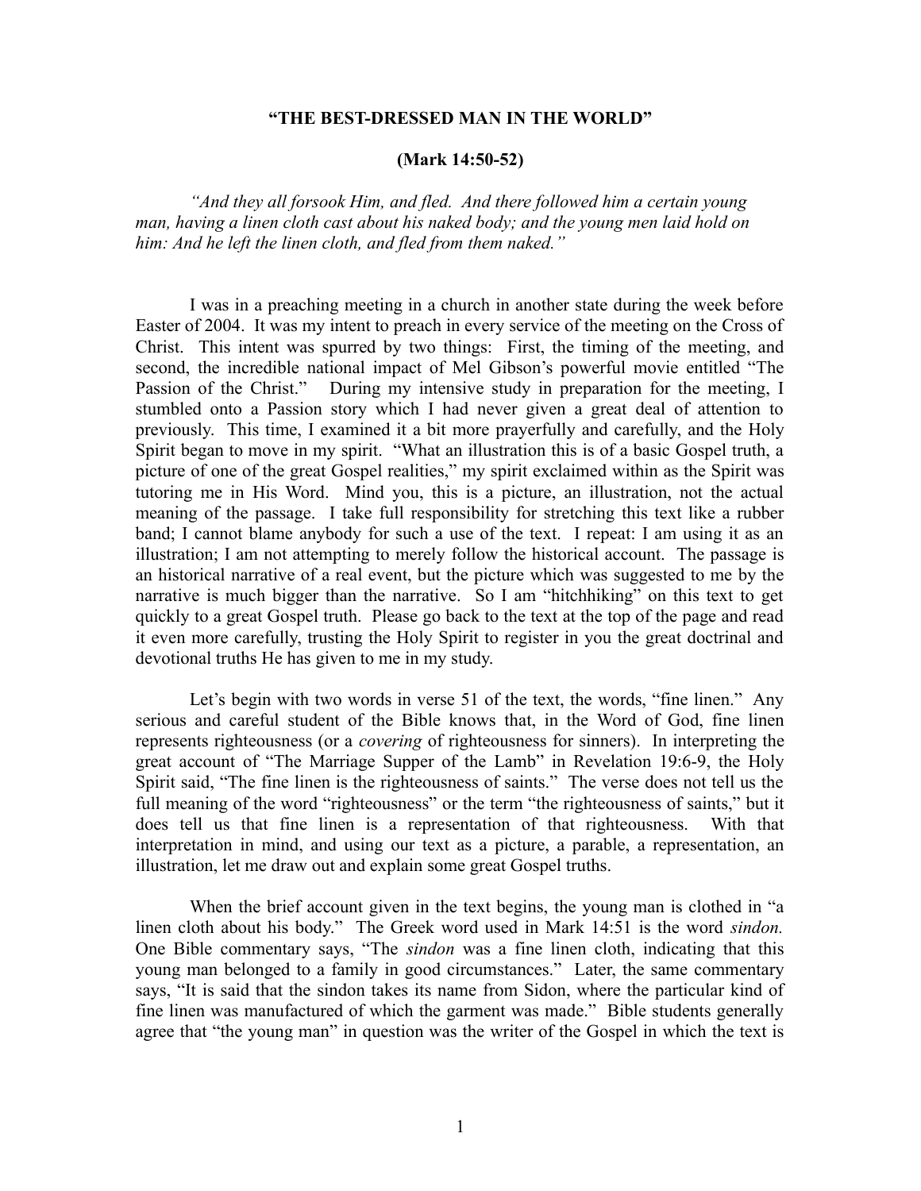# "THE BEST-DRESSED MAN IN THE WORLD"

## (Mark 14:50-52)

*"And they all forsook Him, and fled. And there followed him a certain young man, having a linen cloth cast about his naked body; and the young men laid hold on him: And he left the linen cloth, and fled from them naked."*

I was in a preaching meeting in a church in another state during the week before Easter of 2004. It was my intent to preach in every service of the meeting on the Cross of Christ. This intent was spurred by two things: First, the timing of the meeting, and second, the incredible national impact of Mel Gibson's powerful movie entitled "The Passion of the Christ." During my intensive study in preparation for the meeting, I stumbled onto a Passion story which I had never given a great deal of attention to previously. This time, I examined it a bit more prayerfully and carefully, and the Holy Spirit began to move in my spirit. "What an illustration this is of a basic Gospel truth, a picture of one of the great Gospel realities," my spirit exclaimed within as the Spirit was tutoring me in His Word. Mind you, this is a picture, an illustration, not the actual meaning of the passage. I take full responsibility for stretching this text like a rubber band; I cannot blame anybody for such a use of the text. I repeat: I am using it as an illustration; I am not attempting to merely follow the historical account. The passage is an historical narrative of a real event, but the picture which was suggested to me by the narrative is much bigger than the narrative. So I am "hitchhiking" on this text to get quickly to a great Gospel truth. Please go back to the text at the top of the page and read it even more carefully, trusting the Holy Spirit to register in you the great doctrinal and devotional truths He has given to me in my study.

Let's begin with two words in verse 51 of the text, the words, "fine linen." Any serious and careful student of the Bible knows that, in the Word of God, fine linen represents righteousness (or a *covering* of righteousness for sinners). In interpreting the great account of "The Marriage Supper of the Lamb" in Revelation 19:6-9, the Holy Spirit said, "The fine linen is the righteousness of saints." The verse does not tell us the full meaning of the word "righteousness" or the term "the righteousness of saints," but it does tell us that fine linen is a representation of that righteousness. With that interpretation in mind, and using our text as a picture, a parable, a representation, an illustration, let me draw out and explain some great Gospel truths.

When the brief account given in the text begins, the young man is clothed in "a linen cloth about his body." The Greek word used in Mark 14:51 is the word *sindon.* One Bible commentary says, "The *sindon* was a fine linen cloth, indicating that this young man belonged to a family in good circumstances." Later, the same commentary says, "It is said that the sindon takes its name from Sidon, where the particular kind of fine linen was manufactured of which the garment was made." Bible students generally agree that "the young man" in question was the writer of the Gospel in which the text is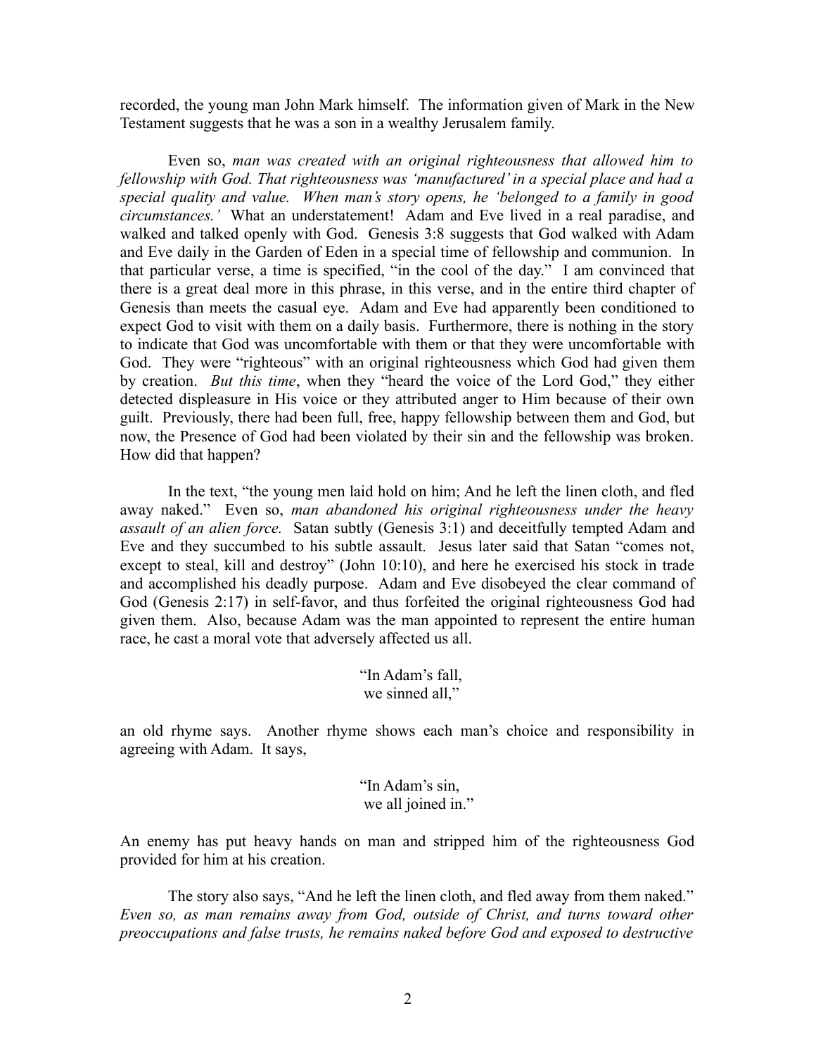recorded, the young man John Mark himself. The information given of Mark in the New Testament suggests that he was a son in a wealthy Jerusalem family.

Even so, *man was created with an original righteousness that allowed him to fellowship with God. That righteousness was 'manufactured' in a special place and had a special quality and value. When man's story opens, he 'belonged to a family in good circumstances.'* What an understatement! Adam and Eve lived in a real paradise, and walked and talked openly with God. Genesis 3:8 suggests that God walked with Adam and Eve daily in the Garden of Eden in a special time of fellowship and communion. In that particular verse, a time is specified, "in the cool of the day." I am convinced that there is a great deal more in this phrase, in this verse, and in the entire third chapter of Genesis than meets the casual eye. Adam and Eve had apparently been conditioned to expect God to visit with them on a daily basis. Furthermore, there is nothing in the story to indicate that God was uncomfortable with them or that they were uncomfortable with God. They were "righteous" with an original righteousness which God had given them by creation. *But this time*, when they "heard the voice of the Lord God," they either detected displeasure in His voice or they attributed anger to Him because of their own guilt. Previously, there had been full, free, happy fellowship between them and God, but now, the Presence of God had been violated by their sin and the fellowship was broken. How did that happen?

In the text, "the young men laid hold on him; And he left the linen cloth, and fled away naked." Even so, *man abandoned his original righteousness under the heavy assault of an alien force.* Satan subtly (Genesis 3:1) and deceitfully tempted Adam and Eve and they succumbed to his subtle assault. Jesus later said that Satan "comes not, except to steal, kill and destroy" (John 10:10), and here he exercised his stock in trade and accomplished his deadly purpose. Adam and Eve disobeyed the clear command of God (Genesis 2:17) in self-favor, and thus forfeited the original righteousness God had given them. Also, because Adam was the man appointed to represent the entire human race, he cast a moral vote that adversely affected us all.

> "In Adam's fall,
> we sinned all,"

an old rhyme says. Another rhyme shows each man's choice and responsibility in agreeing with Adam. It says,

> "In Adam's sin,
> we all joined in."

An enemy has put heavy hands on man and stripped him of the righteousness God provided for him at his creation.

The story also says, "And he left the linen cloth, and fled away from them naked." *Even so, as man remains away from God, outside of Christ, and turns toward other preoccupations and false trusts, he remains naked before God and exposed to destructive*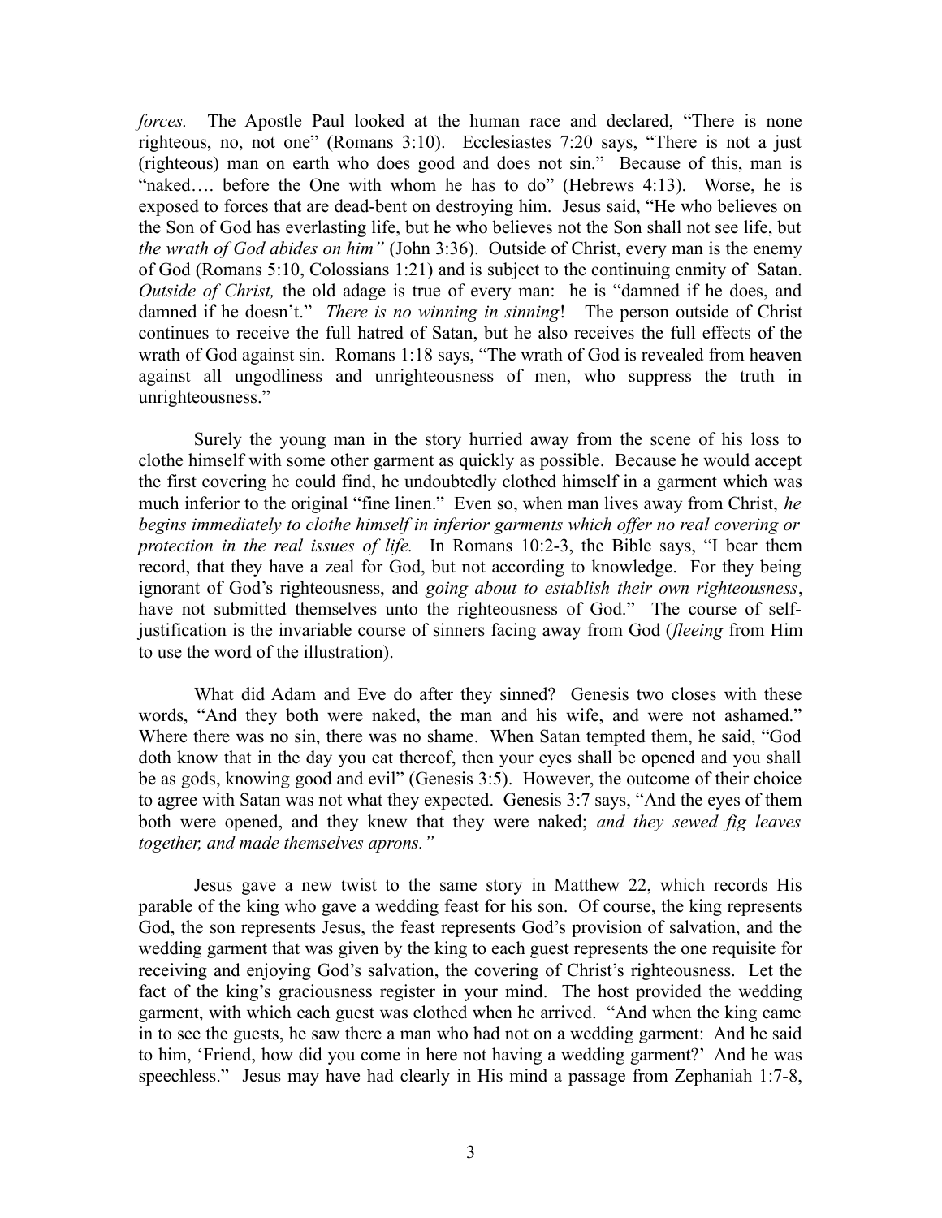*forces.* The Apostle Paul looked at the human race and declared, "There is none righteous, no, not one" (Romans 3:10). Ecclesiastes 7:20 says, "There is not a just (righteous) man on earth who does good and does not sin." Because of this, man is "naked…. before the One with whom he has to do" (Hebrews 4:13). Worse, he is exposed to forces that are dead-bent on destroying him. Jesus said, "He who believes on the Son of God has everlasting life, but he who believes not the Son shall not see life, but *the wrath of God abides on him"* (John 3:36). Outside of Christ, every man is the enemy of God (Romans 5:10, Colossians 1:21) and is subject to the continuing enmity of Satan. *Outside of Christ,* the old adage is true of every man: he is "damned if he does, and damned if he doesn't." *There is no winning in sinning*! The person outside of Christ continues to receive the full hatred of Satan, but he also receives the full effects of the wrath of God against sin. Romans 1:18 says, "The wrath of God is revealed from heaven against all ungodliness and unrighteousness of men, who suppress the truth in unrighteousness."

Surely the young man in the story hurried away from the scene of his loss to clothe himself with some other garment as quickly as possible. Because he would accept the first covering he could find, he undoubtedly clothed himself in a garment which was much inferior to the original "fine linen." Even so, when man lives away from Christ, *he begins immediately to clothe himself in inferior garments which offer no real covering or protection in the real issues of life.* In Romans 10:2-3, the Bible says, "I bear them record, that they have a zeal for God, but not according to knowledge. For they being ignorant of God's righteousness, and *going about to establish their own righteousness*, have not submitted themselves unto the righteousness of God." The course of self-justification is the invariable course of sinners facing away from God (*fleeing* from Him to use the word of the illustration).

What did Adam and Eve do after they sinned? Genesis two closes with these words, "And they both were naked, the man and his wife, and were not ashamed." Where there was no sin, there was no shame. When Satan tempted them, he said, "God doth know that in the day you eat thereof, then your eyes shall be opened and you shall be as gods, knowing good and evil" (Genesis 3:5). However, the outcome of their choice to agree with Satan was not what they expected. Genesis 3:7 says, "And the eyes of them both were opened, and they knew that they were naked; *and they sewed fig leaves together, and made themselves aprons."*

Jesus gave a new twist to the same story in Matthew 22, which records His parable of the king who gave a wedding feast for his son. Of course, the king represents God, the son represents Jesus, the feast represents God's provision of salvation, and the wedding garment that was given by the king to each guest represents the one requisite for receiving and enjoying God's salvation, the covering of Christ's righteousness. Let the fact of the king's graciousness register in your mind. The host provided the wedding garment, with which each guest was clothed when he arrived. "And when the king came in to see the guests, he saw there a man who had not on a wedding garment: And he said to him, 'Friend, how did you come in here not having a wedding garment?' And he was speechless." Jesus may have had clearly in His mind a passage from Zephaniah 1:7-8,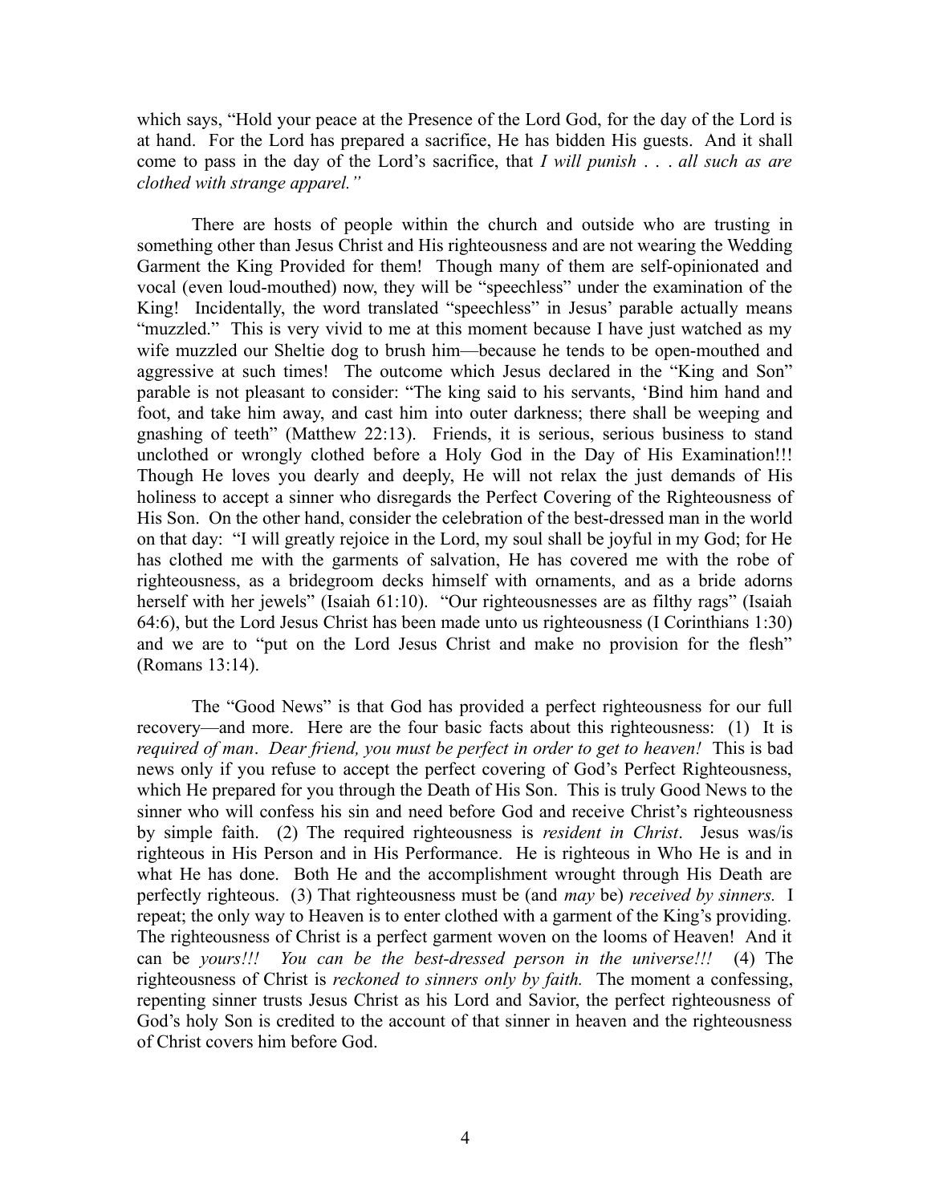which says, "Hold your peace at the Presence of the Lord God, for the day of the Lord is at hand. For the Lord has prepared a sacrifice, He has bidden His guests. And it shall come to pass in the day of the Lord's sacrifice, that *I will punish . . . all such as are clothed with strange apparel."*

There are hosts of people within the church and outside who are trusting in something other than Jesus Christ and His righteousness and are not wearing the Wedding Garment the King Provided for them! Though many of them are self-opinionated and vocal (even loud-mouthed) now, they will be "speechless" under the examination of the King! Incidentally, the word translated "speechless" in Jesus' parable actually means "muzzled." This is very vivid to me at this moment because I have just watched as my wife muzzled our Sheltie dog to brush him—because he tends to be open-mouthed and aggressive at such times! The outcome which Jesus declared in the "King and Son" parable is not pleasant to consider: "The king said to his servants, 'Bind him hand and foot, and take him away, and cast him into outer darkness; there shall be weeping and gnashing of teeth" (Matthew 22:13). Friends, it is serious, serious business to stand unclothed or wrongly clothed before a Holy God in the Day of His Examination!!! Though He loves you dearly and deeply, He will not relax the just demands of His holiness to accept a sinner who disregards the Perfect Covering of the Righteousness of His Son. On the other hand, consider the celebration of the best-dressed man in the world on that day: "I will greatly rejoice in the Lord, my soul shall be joyful in my God; for He has clothed me with the garments of salvation, He has covered me with the robe of righteousness, as a bridegroom decks himself with ornaments, and as a bride adorns herself with her jewels" (Isaiah 61:10). "Our righteousnesses are as filthy rags" (Isaiah 64:6), but the Lord Jesus Christ has been made unto us righteousness (I Corinthians 1:30) and we are to "put on the Lord Jesus Christ and make no provision for the flesh" (Romans 13:14).

The "Good News" is that God has provided a perfect righteousness for our full recovery—and more. Here are the four basic facts about this righteousness: (1) It is *required of man*. *Dear friend, you must be perfect in order to get to heaven!* This is bad news only if you refuse to accept the perfect covering of God's Perfect Righteousness, which He prepared for you through the Death of His Son. This is truly Good News to the sinner who will confess his sin and need before God and receive Christ's righteousness by simple faith. (2) The required righteousness is *resident in Christ*. Jesus was/is righteous in His Person and in His Performance. He is righteous in Who He is and in what He has done. Both He and the accomplishment wrought through His Death are perfectly righteous. (3) That righteousness must be (and *may* be) *received by sinners.* I repeat; the only way to Heaven is to enter clothed with a garment of the King's providing. The righteousness of Christ is a perfect garment woven on the looms of Heaven! And it can be *yours!!! You can be the best-dressed person in the universe!!!* (4) The righteousness of Christ is *reckoned to sinners only by faith.* The moment a confessing, repenting sinner trusts Jesus Christ as his Lord and Savior, the perfect righteousness of God's holy Son is credited to the account of that sinner in heaven and the righteousness of Christ covers him before God.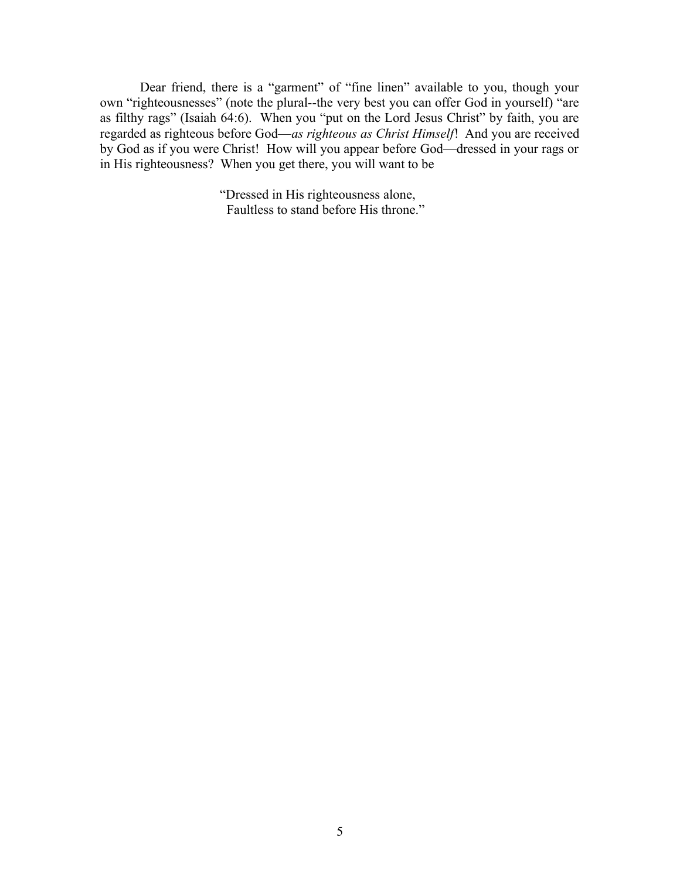Dear friend, there is a "garment" of "fine linen" available to you, though your own "righteousnesses" (note the plural--the very best you can offer God in yourself) "are as filthy rags" (Isaiah 64:6). When you "put on the Lord Jesus Christ" by faith, you are regarded as righteous before God—*as righteous as Christ Himself*! And you are received by God as if you were Christ! How will you appear before God—dressed in your rags or in His righteousness? When you get there, you will want to be

> "Dressed in His righteousness alone,
> Faultless to stand before His throne."